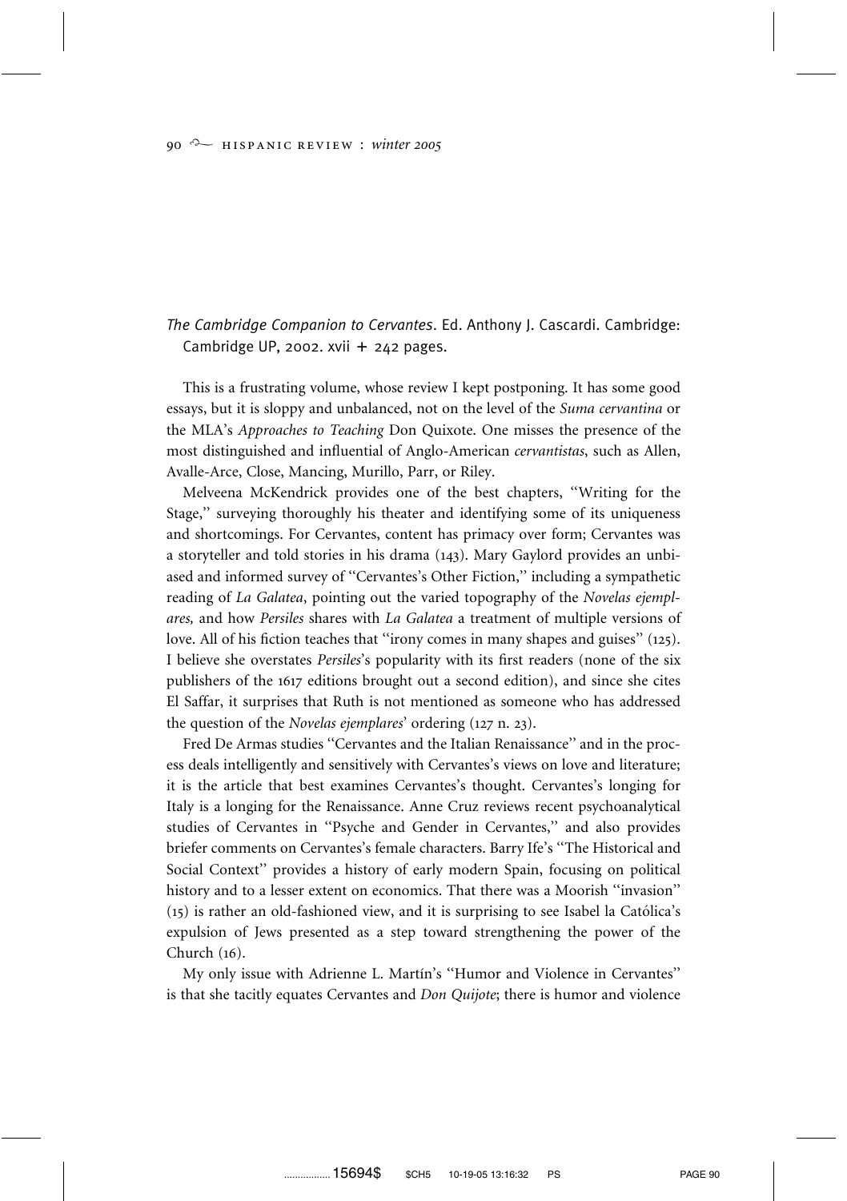*The Cambridge Companion to Cervantes*. Ed. Anthony J. Cascardi. Cambridge: Cambridge UP, 2002. xvii + 242 pages.

This is a frustrating volume, whose review I kept postponing. It has some good essays, but it is sloppy and unbalanced, not on the level of the *Suma cervantina* or the MLA's *Approaches to Teaching* Don Quixote. One misses the presence of the most distinguished and influential of Anglo-American *cervantistas*, such as Allen, Avalle-Arce, Close, Mancing, Murillo, Parr, or Riley.

Melveena McKendrick provides one of the best chapters, "Writing for the Stage," surveying thoroughly his theater and identifying some of its uniqueness and shortcomings. For Cervantes, content has primacy over form; Cervantes was a storyteller and told stories in his drama (143). Mary Gaylord provides an unbiased and informed survey of "Cervantes's Other Fiction," including a sympathetic reading of *La Galatea*, pointing out the varied topography of the *Novelas ejemplares,* and how *Persiles* shares with *La Galatea* a treatment of multiple versions of love. All of his fiction teaches that "irony comes in many shapes and guises" (125). I believe she overstates *Persiles*'s popularity with its first readers (none of the six publishers of the 1617 editions brought out a second edition), and since she cites El Saffar, it surprises that Ruth is not mentioned as someone who has addressed the question of the *Novelas ejemplares*' ordering (127 n. 23).

Fred De Armas studies "Cervantes and the Italian Renaissance" and in the process deals intelligently and sensitively with Cervantes's views on love and literature; it is the article that best examines Cervantes's thought. Cervantes's longing for Italy is a longing for the Renaissance. Anne Cruz reviews recent psychoanalytical studies of Cervantes in "Psyche and Gender in Cervantes," and also provides briefer comments on Cervantes's female characters. Barry Ife's "The Historical and Social Context" provides a history of early modern Spain, focusing on political history and to a lesser extent on economics. That there was a Moorish "invasion" (15) is rather an old-fashioned view, and it is surprising to see Isabel la Católica's expulsion of Jews presented as a step toward strengthening the power of the Church (16).

My only issue with Adrienne L. Martín's "Humor and Violence in Cervantes" is that she tacitly equates Cervantes and *Don Quijote*; there is humor and violence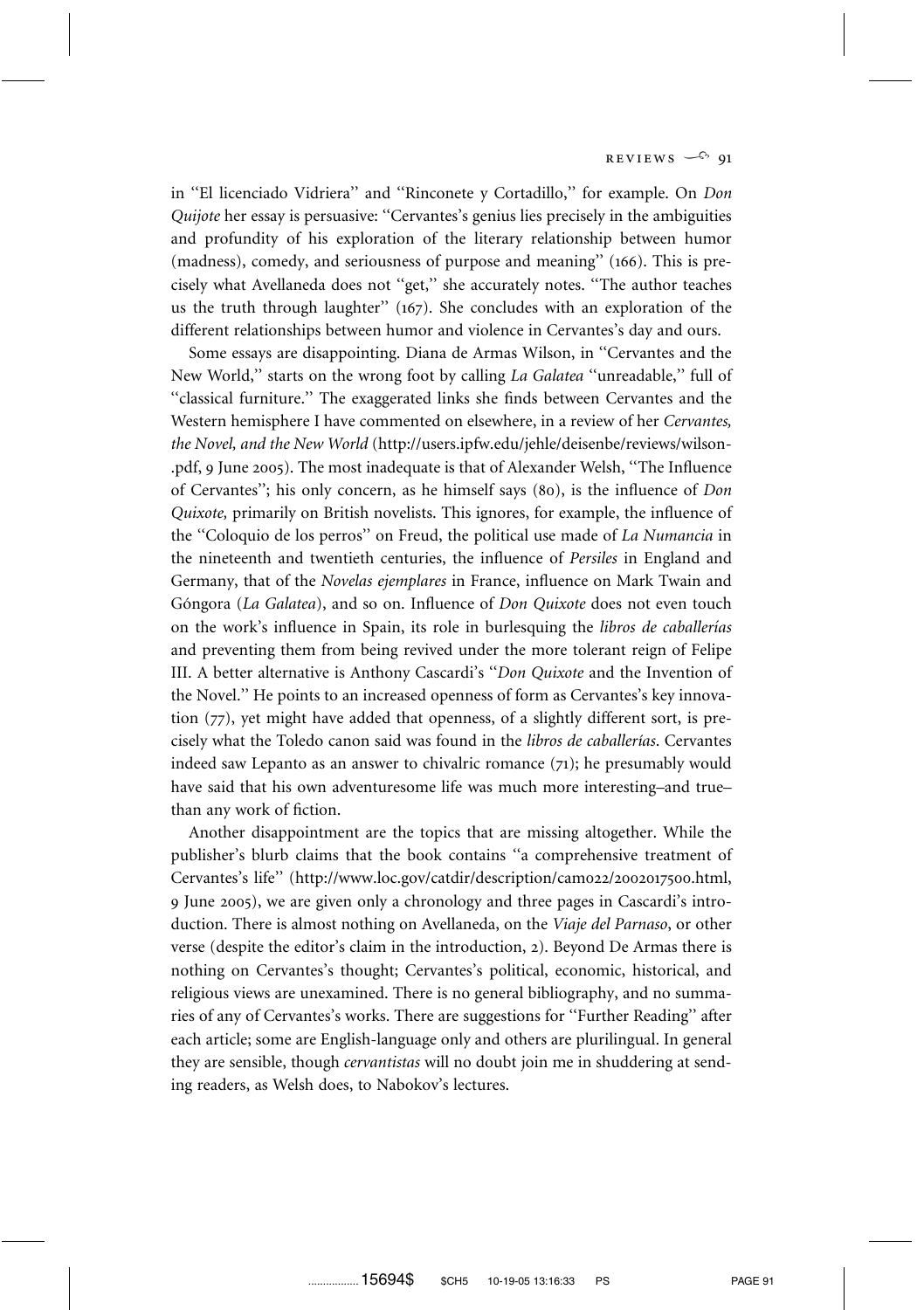in ''El licenciado Vidriera'' and ''Rinconete y Cortadillo,'' for example. On *Don Quijote* her essay is persuasive: ''Cervantes's genius lies precisely in the ambiguities and profundity of his exploration of the literary relationship between humor (madness), comedy, and seriousness of purpose and meaning'' (166). This is precisely what Avellaneda does not ''get,'' she accurately notes. ''The author teaches us the truth through laughter'' (167). She concludes with an exploration of the different relationships between humor and violence in Cervantes's day and ours.

Some essays are disappointing. Diana de Armas Wilson, in ''Cervantes and the New World,'' starts on the wrong foot by calling *La Galatea* ''unreadable,'' full of ''classical furniture.'' The exaggerated links she finds between Cervantes and the Western hemisphere I have commented on elsewhere, in a review of her *Cervantes, the Novel, and the New World* (http://users.ipfw.edu/jehle/deisenbe/reviews/wilson-.pdf, 9 June 2005). The most inadequate is that of Alexander Welsh, ''The Influence of Cervantes''; his only concern, as he himself says (80), is the influence of *Don Quixote,* primarily on British novelists. This ignores, for example, the influence of the ''Coloquio de los perros'' on Freud, the political use made of *La Numancia* in the nineteenth and twentieth centuries, the influence of *Persiles* in England and Germany, that of the *Novelas ejemplares* in France, influence on Mark Twain and Góngora (*La Galatea*), and so on. Influence of *Don Quixote* does not even touch on the work's influence in Spain, its role in burlesquing the *libros de caballerías* and preventing them from being revived under the more tolerant reign of Felipe III. A better alternative is Anthony Cascardi's ''*Don Quixote* and the Invention of the Novel.'' He points to an increased openness of form as Cervantes's key innovation (77), yet might have added that openness, of a slightly different sort, is precisely what the Toledo canon said was found in the *libros de caballerías*. Cervantes indeed saw Lepanto as an answer to chivalric romance (71); he presumably would have said that his own adventuresome life was much more interesting–and true–than any work of fiction.

Another disappointment are the topics that are missing altogether. While the publisher's blurb claims that the book contains ''a comprehensive treatment of Cervantes's life'' (http://www.loc.gov/catdir/description/cam022/2002017500.html, 9 June 2005), we are given only a chronology and three pages in Cascardi's introduction. There is almost nothing on Avellaneda, on the *Viaje del Parnaso*, or other verse (despite the editor's claim in the introduction, 2). Beyond De Armas there is nothing on Cervantes's thought; Cervantes's political, economic, historical, and religious views are unexamined. There is no general bibliography, and no summaries of any of Cervantes's works. There are suggestions for ''Further Reading'' after each article; some are English-language only and others are plurilingual. In general they are sensible, though *cervantistas* will no doubt join me in shuddering at sending readers, as Welsh does, to Nabokov's lectures.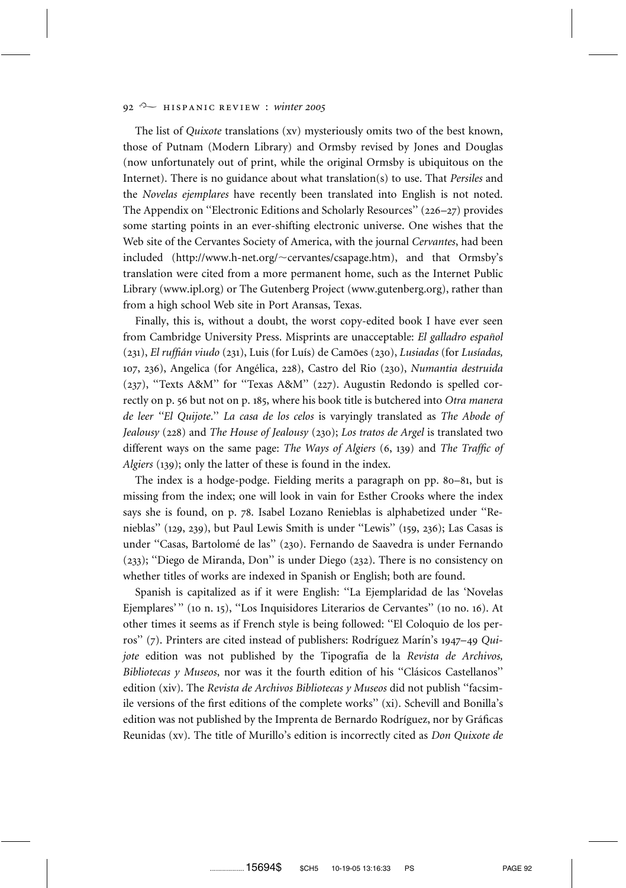The list of *Quixote* translations (xv) mysteriously omits two of the best known, those of Putnam (Modern Library) and Ormsby revised by Jones and Douglas (now unfortunately out of print, while the original Ormsby is ubiquitous on the Internet). There is no guidance about what translation(s) to use. That *Persiles* and the *Novelas ejemplares* have recently been translated into English is not noted. The Appendix on ''Electronic Editions and Scholarly Resources'' (226–27) provides some starting points in an ever-shifting electronic universe. One wishes that the Web site of the Cervantes Society of America, with the journal *Cervantes*, had been included (http://www.h-net.org/~cervantes/csapage.htm), and that Ormsby's translation were cited from a more permanent home, such as the Internet Public Library (www.ipl.org) or The Gutenberg Project (www.gutenberg.org), rather than from a high school Web site in Port Aransas, Texas.

Finally, this is, without a doubt, the worst copy-edited book I have ever seen from Cambridge University Press. Misprints are unacceptable: *El galladro español* (231), *El ruffián viudo* (231), Luis (for Luís) de Camões (230), *Lusiadas* (for *Lusíadas,* 107, 236), Angelica (for Angélica, 228), Castro del Rio (230), *Numantia destruida* (237), ''Texts A&M'' for ''Texas A&M'' (227). Augustin Redondo is spelled correctly on p. 56 but not on p. 185, where his book title is butchered into *Otra manera de leer ''El Quijote.'' La casa de los celos* is varyingly translated as *The Abode of Jealousy* (228) and *The House of Jealousy* (230); *Los tratos de Argel* is translated two different ways on the same page: *The Ways of Algiers* (6, 139) and *The Traffic of Algiers* (139); only the latter of these is found in the index.

The index is a hodge-podge. Fielding merits a paragraph on pp. 80–81, but is missing from the index; one will look in vain for Esther Crooks where the index says she is found, on p. 78. Isabel Lozano Renieblas is alphabetized under ''Renieblas'' (129, 239), but Paul Lewis Smith is under ''Lewis'' (159, 236); Las Casas is under ''Casas, Bartolomé de las'' (230). Fernando de Saavedra is under Fernando (233); ''Diego de Miranda, Don'' is under Diego (232). There is no consistency on whether titles of works are indexed in Spanish or English; both are found.

Spanish is capitalized as if it were English: ''La Ejemplaridad de las 'Novelas Ejemplares' '' (10 n. 15), ''Los Inquisidores Literarios de Cervantes'' (10 no. 16). At other times it seems as if French style is being followed: ''El Coloquio de los perros'' (7). Printers are cited instead of publishers: Rodríguez Marín's 1947–49 *Quijote* edition was not published by the Tipografía de la *Revista de Archivos, Bibliotecas y Museos*, nor was it the fourth edition of his ''Clásicos Castellanos'' edition (xiv). The *Revista de Archivos Bibliotecas y Museos* did not publish ''facsimile versions of the first editions of the complete works'' (xi). Schevill and Bonilla's edition was not published by the Imprenta de Bernardo Rodríguez, nor by Gráficas Reunidas (xv). The title of Murillo's edition is incorrectly cited as *Don Quixote de*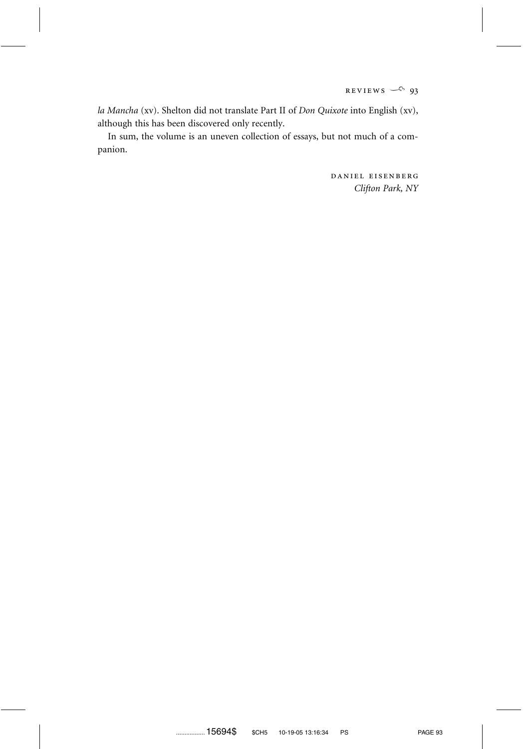*la Mancha* (xv). Shelton did not translate Part II of *Don Quixote* into English (xv), although this has been discovered only recently.

In sum, the volume is an uneven collection of essays, but not much of a companion.

DANIEL EISENBERG
*Clifton Park, NY*